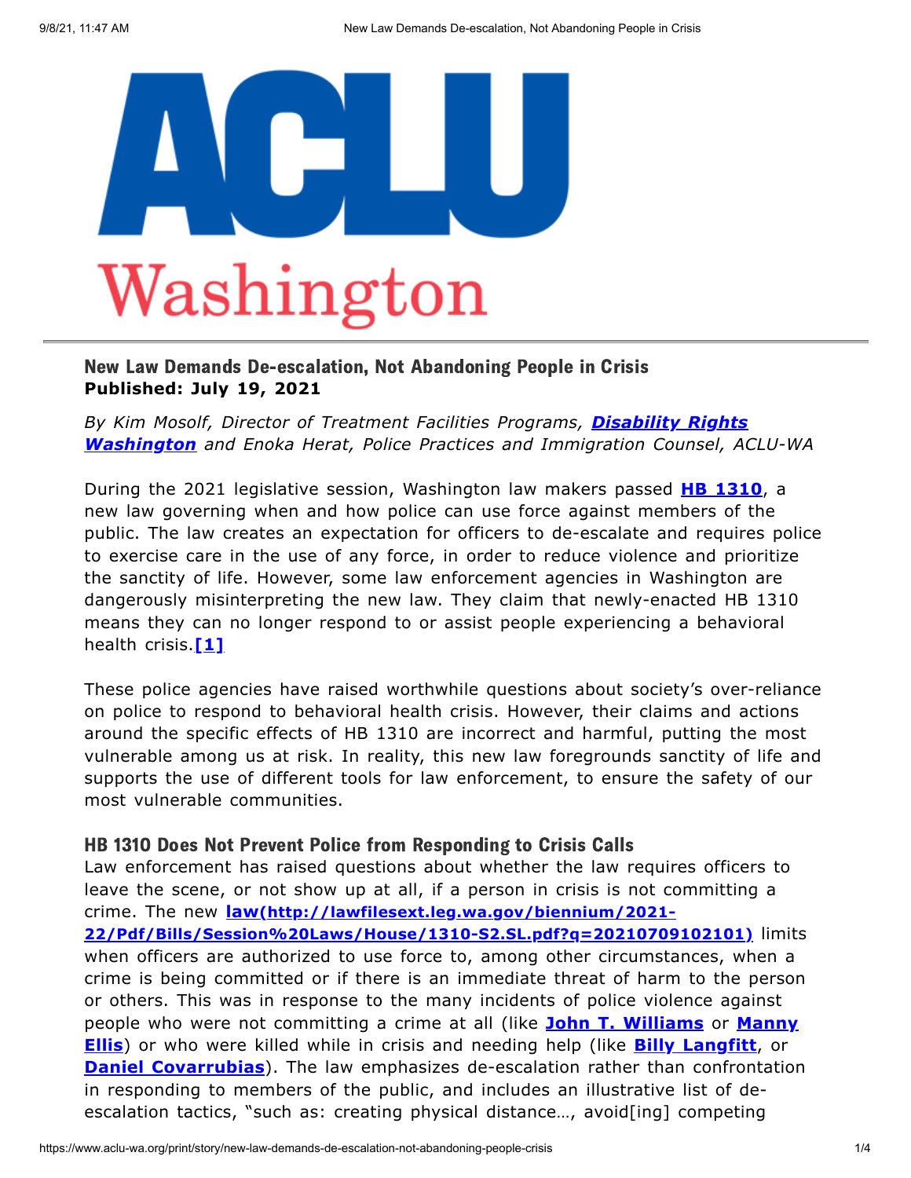# ACLU Washington

## New Law Demands De-escalation, Not Abandoning People in Crisis

**Published: July 19, 2021**

*By Kim Mosolf, Director of Treatment Facilities Programs, **Disability Rights Washington** and Enoka Herat, Police Practices and Immigration Counsel, ACLU-WA*

During the 2021 legislative session, Washington law makers passed **HB 1310**, a new law governing when and how police can use force against members of the public. The law creates an expectation for officers to de-escalate and requires police to exercise care in the use of any force, in order to reduce violence and prioritize the sanctity of life. However, some law enforcement agencies in Washington are dangerously misinterpreting the new law. They claim that newly-enacted HB 1310 means they can no longer respond to or assist people experiencing a behavioral health crisis.[1]

These police agencies have raised worthwhile questions about society's over-reliance on police to respond to behavioral health crisis. However, their claims and actions around the specific effects of HB 1310 are incorrect and harmful, putting the most vulnerable among us at risk. In reality, this new law foregrounds sanctity of life and supports the use of different tools for law enforcement, to ensure the safety of our most vulnerable communities.

### HB 1310 Does Not Prevent Police from Responding to Crisis Calls

Law enforcement has raised questions about whether the law requires officers to leave the scene, or not show up at all, if a person in crisis is not committing a crime. The new **law(http://lawfilesext.leg.wa.gov/biennium/2021-22/Pdf/Bills/Session%20Laws/House/1310-S2.SL.pdf?q=20210709102101)** limits when officers are authorized to use force to, among other circumstances, when a crime is being committed or if there is an immediate threat of harm to the person or others. This was in response to the many incidents of police violence against people who were not committing a crime at all (like **John T. Williams** or **Manny Ellis**) or who were killed while in crisis and needing help (like **Billy Langfitt**, or **Daniel Covarrubias**). The law emphasizes de-escalation rather than confrontation in responding to members of the public, and includes an illustrative list of de-escalation tactics, "such as: creating physical distance…, avoid[ing] competing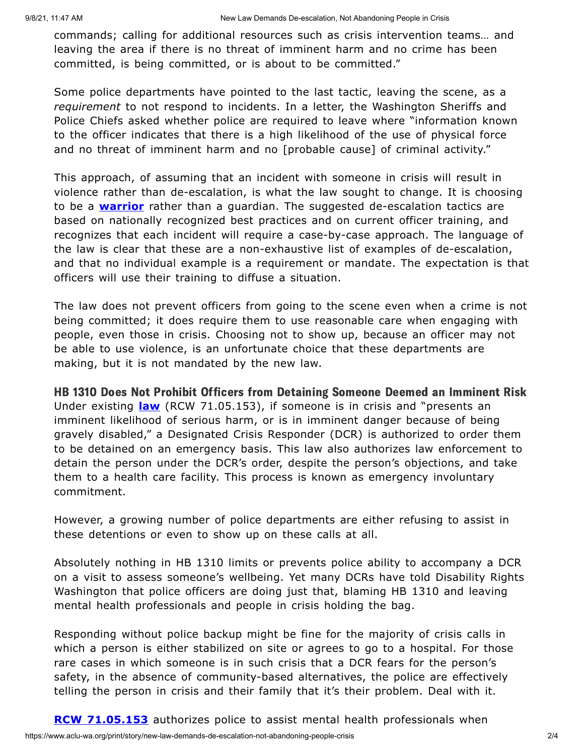commands; calling for additional resources such as crisis intervention teams… and leaving the area if there is no threat of imminent harm and no crime has been committed, is being committed, or is about to be committed."

Some police departments have pointed to the last tactic, leaving the scene, as a *requirement* to not respond to incidents. In a letter, the Washington Sheriffs and Police Chiefs asked whether police are required to leave where "information known to the officer indicates that there is a high likelihood of the use of physical force and no threat of imminent harm and no [probable cause] of criminal activity."

This approach, of assuming that an incident with someone in crisis will result in violence rather than de-escalation, is what the law sought to change. It is choosing to be a **warrior** rather than a guardian. The suggested de-escalation tactics are based on nationally recognized best practices and on current officer training, and recognizes that each incident will require a case-by-case approach. The language of the law is clear that these are a non-exhaustive list of examples of de-escalation, and that no individual example is a requirement or mandate. The expectation is that officers will use their training to diffuse a situation.

The law does not prevent officers from going to the scene even when a crime is not being committed; it does require them to use reasonable care when engaging with people, even those in crisis. Choosing not to show up, because an officer may not be able to use violence, is an unfortunate choice that these departments are making, but it is not mandated by the new law.

### HB 1310 Does Not Prohibit Officers from Detaining Someone Deemed an Imminent Risk

Under existing **law** (RCW 71.05.153), if someone is in crisis and "presents an imminent likelihood of serious harm, or is in imminent danger because of being gravely disabled," a Designated Crisis Responder (DCR) is authorized to order them to be detained on an emergency basis. This law also authorizes law enforcement to detain the person under the DCR's order, despite the person's objections, and take them to a health care facility. This process is known as emergency involuntary commitment.

However, a growing number of police departments are either refusing to assist in these detentions or even to show up on these calls at all.

Absolutely nothing in HB 1310 limits or prevents police ability to accompany a DCR on a visit to assess someone's wellbeing. Yet many DCRs have told Disability Rights Washington that police officers are doing just that, blaming HB 1310 and leaving mental health professionals and people in crisis holding the bag.

Responding without police backup might be fine for the majority of crisis calls in which a person is either stabilized on site or agrees to go to a hospital. For those rare cases in which someone is in such crisis that a DCR fears for the person's safety, in the absence of community-based alternatives, the police are effectively telling the person in crisis and their family that it's their problem. Deal with it.

**RCW 71.05.153** authorizes police to assist mental health professionals when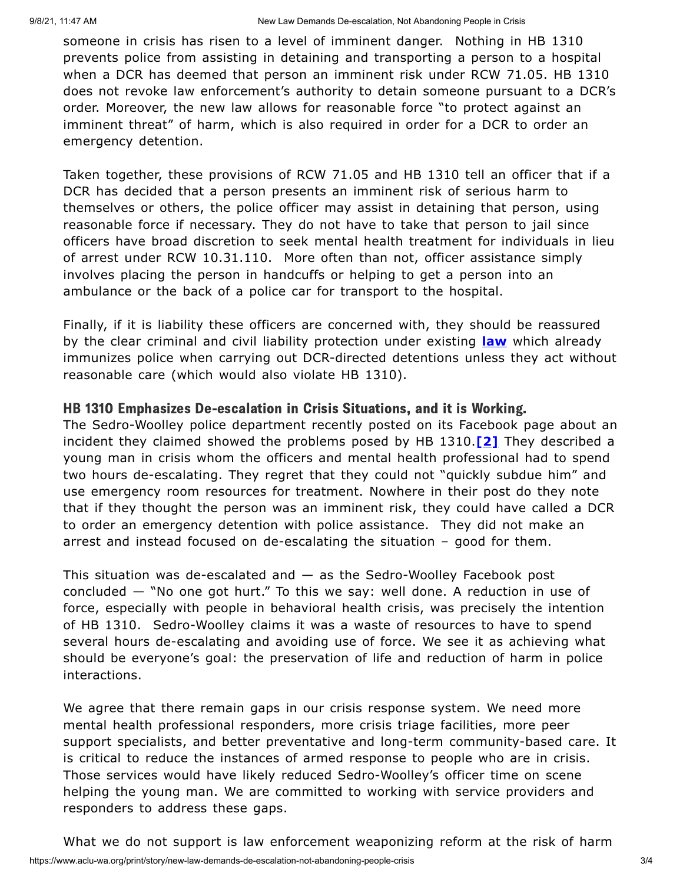someone in crisis has risen to a level of imminent danger. Nothing in HB 1310 prevents police from assisting in detaining and transporting a person to a hospital when a DCR has deemed that person an imminent risk under RCW 71.05. HB 1310 does not revoke law enforcement's authority to detain someone pursuant to a DCR's order. Moreover, the new law allows for reasonable force "to protect against an imminent threat" of harm, which is also required in order for a DCR to order an emergency detention.

Taken together, these provisions of RCW 71.05 and HB 1310 tell an officer that if a DCR has decided that a person presents an imminent risk of serious harm to themselves or others, the police officer may assist in detaining that person, using reasonable force if necessary. They do not have to take that person to jail since officers have broad discretion to seek mental health treatment for individuals in lieu of arrest under RCW 10.31.110. More often than not, officer assistance simply involves placing the person in handcuffs or helping to get a person into an ambulance or the back of a police car for transport to the hospital.

Finally, if it is liability these officers are concerned with, they should be reassured by the clear criminal and civil liability protection under existing **law** which already immunizes police when carrying out DCR-directed detentions unless they act without reasonable care (which would also violate HB 1310).

### HB 1310 Emphasizes De-escalation in Crisis Situations, and it is Working.

The Sedro-Woolley police department recently posted on its Facebook page about an incident they claimed showed the problems posed by HB 1310.**[2]** They described a young man in crisis whom the officers and mental health professional had to spend two hours de-escalating. They regret that they could not "quickly subdue him" and use emergency room resources for treatment. Nowhere in their post do they note that if they thought the person was an imminent risk, they could have called a DCR to order an emergency detention with police assistance. They did not make an arrest and instead focused on de-escalating the situation – good for them.

This situation was de-escalated and — as the Sedro-Woolley Facebook post concluded — "No one got hurt." To this we say: well done. A reduction in use of force, especially with people in behavioral health crisis, was precisely the intention of HB 1310. Sedro-Woolley claims it was a waste of resources to have to spend several hours de-escalating and avoiding use of force. We see it as achieving what should be everyone's goal: the preservation of life and reduction of harm in police interactions.

We agree that there remain gaps in our crisis response system. We need more mental health professional responders, more crisis triage facilities, more peer support specialists, and better preventative and long-term community-based care. It is critical to reduce the instances of armed response to people who are in crisis. Those services would have likely reduced Sedro-Woolley's officer time on scene helping the young man. We are committed to working with service providers and responders to address these gaps.

What we do not support is law enforcement weaponizing reform at the risk of harm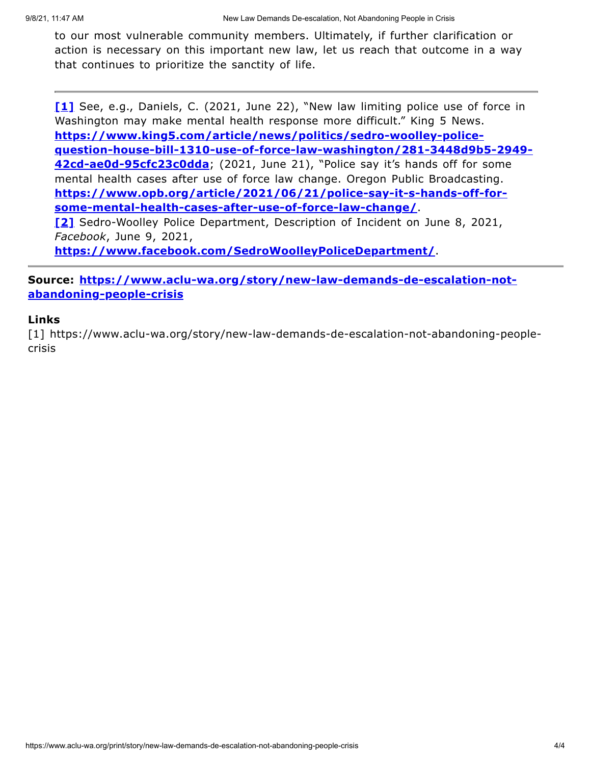to our most vulnerable community members. Ultimately, if further clarification or action is necessary on this important new law, let us reach that outcome in a way that continues to prioritize the sanctity of life.

---

**[1]** See, e.g., Daniels, C. (2021, June 22), "New law limiting police use of force in Washington may make mental health response more difficult." King 5 News. **https://www.king5.com/article/news/politics/sedro-woolley-police-question-house-bill-1310-use-of-force-law-washington/281-3448d9b5-2949-42cd-ae0d-95cfc23c0dda**; (2021, June 21), "Police say it's hands off for some mental health cases after use of force law change. Oregon Public Broadcasting. **https://www.opb.org/article/2021/06/21/police-say-it-s-hands-off-for-some-mental-health-cases-after-use-of-force-law-change/**.

**[2]** Sedro-Woolley Police Department, Description of Incident on June 8, 2021, *Facebook*, June 9, 2021, **https://www.facebook.com/SedroWoolleyPoliceDepartment/**.

---

**Source: https://www.aclu-wa.org/story/new-law-demands-de-escalation-not-abandoning-people-crisis**

**Links**

[1] https://www.aclu-wa.org/story/new-law-demands-de-escalation-not-abandoning-people-crisis